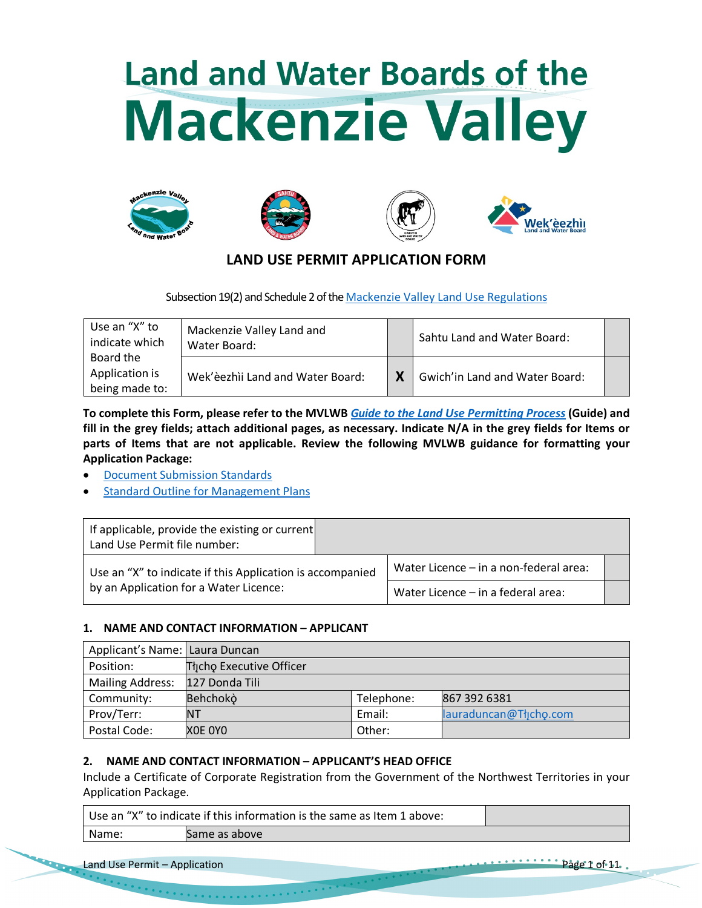# Land and Water Boards of the Mackenzie Valley

## LAND USE PERMIT APPLICATION FORM

Subsection 19(2) and Schedule 2 of the Mackenzie Valley Land Use Regulations

| Use an "X" to indicate which Board the Application is being made to: | Mackenzie Valley Land and Water Board: | | Sahtu Land and Water Board: | |
|---|---|---|---|---|
| | Wek'èezhìi Land and Water Board: | X | Gwich'in Land and Water Board: | |

**To complete this Form, please refer to the MVLWB *Guide to the Land Use Permitting Process* (Guide) and fill in the grey fields; attach additional pages, as necessary. Indicate N/A in the grey fields for Items or parts of Items that are not applicable. Review the following MVLWB guidance for formatting your Application Package:**

- Document Submission Standards
- Standard Outline for Management Plans

| If applicable, provide the existing or current Land Use Permit file number: | | |
|---|---|---|
| Use an "X" to indicate if this Application is accompanied by an Application for a Water Licence: | Water Licence – in a non-federal area: | |
| | Water Licence – in a federal area: | |

### 1. NAME AND CONTACT INFORMATION – APPLICANT

| Applicant's Name: | Laura Duncan | | |
|---|---|---|---|
| Position: | Tłı̨chǫ Executive Officer | | |
| Mailing Address: | 127 Donda Tili | | |
| Community: | Behchokǫ̀ | Telephone: | 867 392 6381 |
| Prov/Terr: | NT | Email: | lauraduncan@Tłı̨chǫ.com |
| Postal Code: | X0E 0Y0 | Other: | |

### 2. NAME AND CONTACT INFORMATION – APPLICANT'S HEAD OFFICE

Include a Certificate of Corporate Registration from the Government of the Northwest Territories in your Application Package.

| Use an "X" to indicate if this information is the same as Item 1 above: | |
|---|---|
| Name: | Same as above |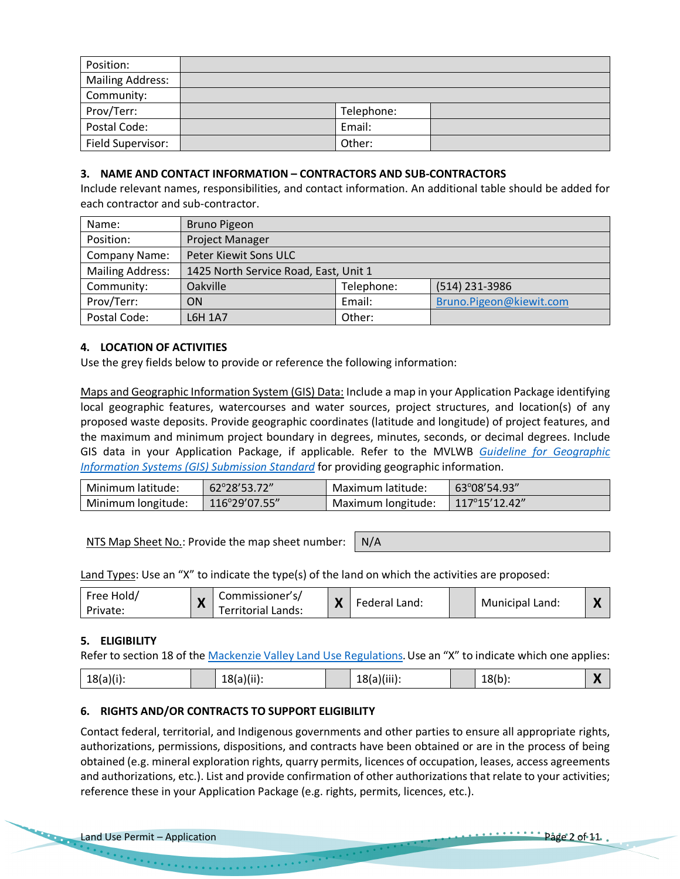| Position: | | | |
|---|---|---|---|
| Mailing Address: | | | |
| Community: | | | |
| Prov/Terr: | | Telephone: | |
| Postal Code: | | Email: | |
| Field Supervisor: | | Other: | |

### 3. NAME AND CONTACT INFORMATION – CONTRACTORS AND SUB-CONTRACTORS

Include relevant names, responsibilities, and contact information. An additional table should be added for each contractor and sub-contractor.

| Name: | Bruno Pigeon | | |
|---|---|---|---|
| Position: | Project Manager | | |
| Company Name: | Peter Kiewit Sons ULC | | |
| Mailing Address: | 1425 North Service Road, East, Unit 1 | | |
| Community: | Oakville | Telephone: | (514) 231-3986 |
| Prov/Terr: | ON | Email: | Bruno.Pigeon@kiewit.com |
| Postal Code: | L6H 1A7 | Other: | |

### 4. LOCATION OF ACTIVITIES

Use the grey fields below to provide or reference the following information:

Maps and Geographic Information System (GIS) Data: Include a map in your Application Package identifying local geographic features, watercourses and water sources, project structures, and location(s) of any proposed waste deposits. Provide geographic coordinates (latitude and longitude) of project features, and the maximum and minimum project boundary in degrees, minutes, seconds, or decimal degrees. Include GIS data in your Application Package, if applicable. Refer to the MVLWB *Guideline for Geographic Information Systems (GIS) Submission Standard* for providing geographic information.

| Minimum latitude: | 62°28’53.72” | Maximum latitude: | 63°08’54.93” |
|---|---|---|---|
| Minimum longitude: | 116°29’07.55” | Maximum longitude: | 117°15’12.42” |

| NTS Map Sheet No.: Provide the map sheet number: | N/A |
|---|---|

Land Types: Use an “X” to indicate the type(s) of the land on which the activities are proposed:

| Free Hold/ Private: | X | Commissioner’s/ Territorial Lands: | X | Federal Land: | | Municipal Land: | X |
|---|---|---|---|---|---|---|---|

### 5. ELIGIBILITY

Refer to section 18 of the Mackenzie Valley Land Use Regulations. Use an “X” to indicate which one applies:

| 18(a)(i): | | 18(a)(ii): | | 18(a)(iii): | | 18(b): | X |
|---|---|---|---|---|---|---|---|

### 6. RIGHTS AND/OR CONTRACTS TO SUPPORT ELIGIBILITY

Contact federal, territorial, and Indigenous governments and other parties to ensure all appropriate rights, authorizations, permissions, dispositions, and contracts have been obtained or are in the process of being obtained (e.g. mineral exploration rights, quarry permits, licences of occupation, leases, access agreements and authorizations, etc.). List and provide confirmation of other authorizations that relate to your activities; reference these in your Application Package (e.g. rights, permits, licences, etc.).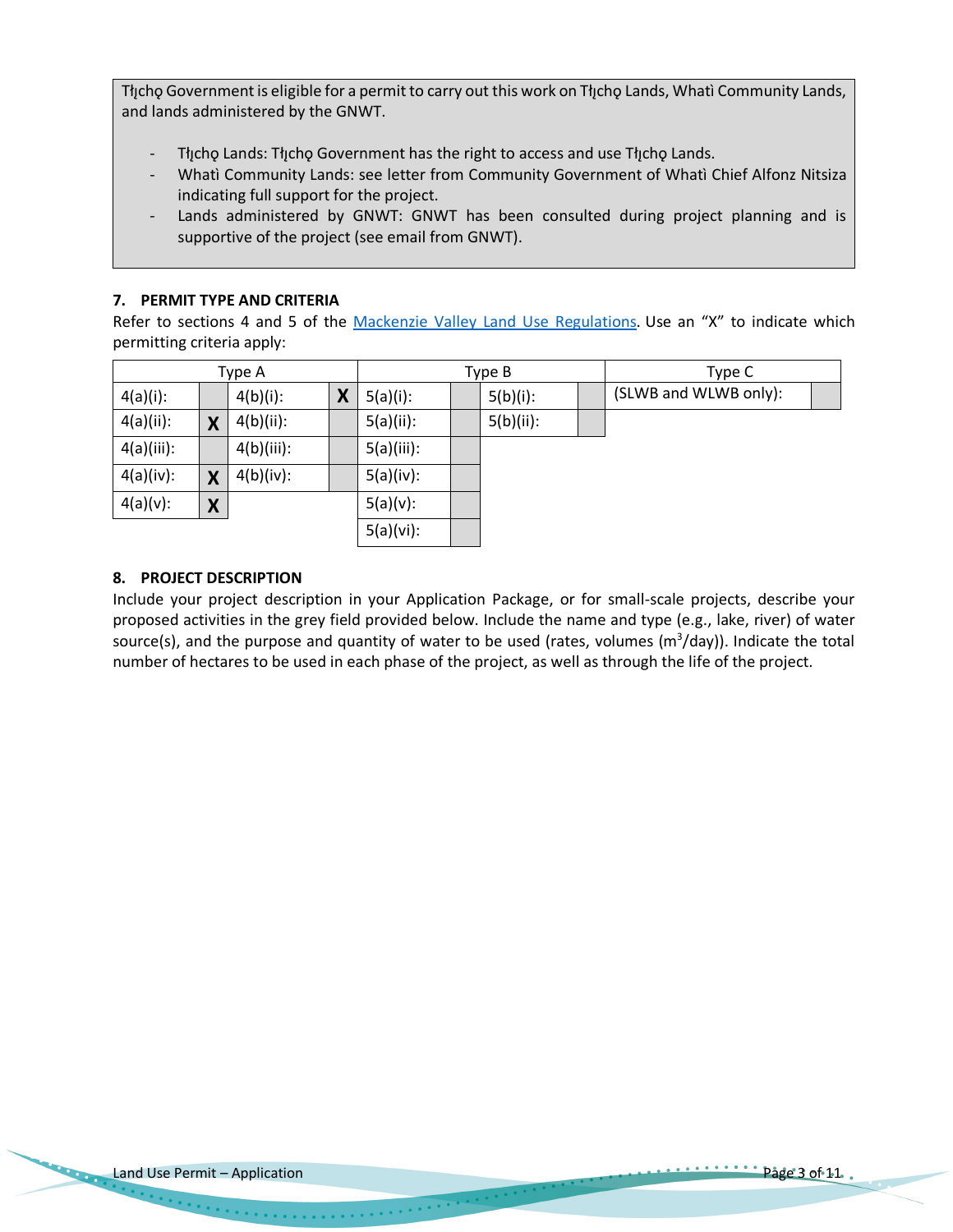Tłı̨chǫ Government is eligible for a permit to carry out this work on Tłı̨chǫ Lands, Whatì Community Lands, and lands administered by the GNWT.

- Tłı̨chǫ Lands: Tłı̨chǫ Government has the right to access and use Tłı̨chǫ Lands.
- Whatì Community Lands: see letter from Community Government of Whatì Chief Alfonz Nitsiza indicating full support for the project.
- Lands administered by GNWT: GNWT has been consulted during project planning and is supportive of the project (see email from GNWT).

## 7. PERMIT TYPE AND CRITERIA

Refer to sections 4 and 5 of the Mackenzie Valley Land Use Regulations. Use an "X" to indicate which permitting criteria apply:

| Type A | | | | Type B | | | | Type C | |
|---|---|---|---|---|---|---|---|---|---|
| 4(a)(i): | | 4(b)(i): | X | 5(a)(i): | | 5(b)(i): | | (SLWB and WLWB only): | |
| 4(a)(ii): | X | 4(b)(ii): | | 5(a)(ii): | | 5(b)(ii): | | | |
| 4(a)(iii): | | 4(b)(iii): | | 5(a)(iii): | | | | | |
| 4(a)(iv): | X | 4(b)(iv): | | 5(a)(iv): | | | | | |
| 4(a)(v): | X | | | 5(a)(v): | | | | | |
| | | | | 5(a)(vi): | | | | | |

## 8. PROJECT DESCRIPTION

Include your project description in your Application Package, or for small-scale projects, describe your proposed activities in the grey field provided below. Include the name and type (e.g., lake, river) of water source(s), and the purpose and quantity of water to be used (rates, volumes ($m^3$/day)). Indicate the total number of hectares to be used in each phase of the project, as well as through the life of the project.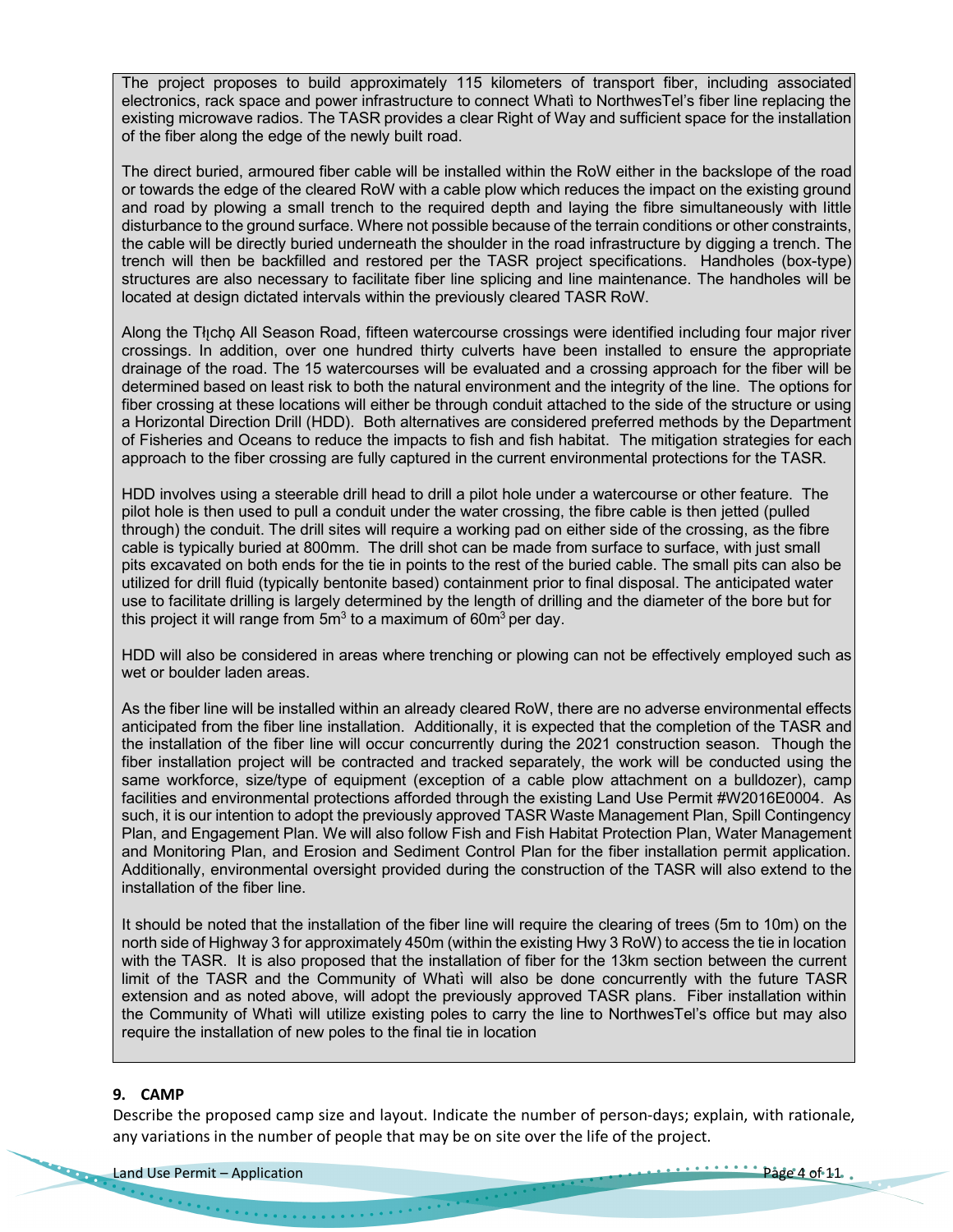The project proposes to build approximately 115 kilometers of transport fiber, including associated electronics, rack space and power infrastructure to connect Whatì to NorthwesTel's fiber line replacing the existing microwave radios. The TASR provides a clear Right of Way and sufficient space for the installation of the fiber along the edge of the newly built road.

The direct buried, armoured fiber cable will be installed within the RoW either in the backslope of the road or towards the edge of the cleared RoW with a cable plow which reduces the impact on the existing ground and road by plowing a small trench to the required depth and laying the fibre simultaneously with little disturbance to the ground surface. Where not possible because of the terrain conditions or other constraints, the cable will be directly buried underneath the shoulder in the road infrastructure by digging a trench. The trench will then be backfilled and restored per the TASR project specifications. Handholes (box-type) structures are also necessary to facilitate fiber line splicing and line maintenance. The handholes will be located at design dictated intervals within the previously cleared TASR RoW.

Along the Tłı̨chǫ All Season Road, fifteen watercourse crossings were identified including four major river crossings. In addition, over one hundred thirty culverts have been installed to ensure the appropriate drainage of the road. The 15 watercourses will be evaluated and a crossing approach for the fiber will be determined based on least risk to both the natural environment and the integrity of the line. The options for fiber crossing at these locations will either be through conduit attached to the side of the structure or using a Horizontal Direction Drill (HDD). Both alternatives are considered preferred methods by the Department of Fisheries and Oceans to reduce the impacts to fish and fish habitat. The mitigation strategies for each approach to the fiber crossing are fully captured in the current environmental protections for the TASR.

HDD involves using a steerable drill head to drill a pilot hole under a watercourse or other feature. The pilot hole is then used to pull a conduit under the water crossing, the fibre cable is then jetted (pulled through) the conduit. The drill sites will require a working pad on either side of the crossing, as the fibre cable is typically buried at 800mm. The drill shot can be made from surface to surface, with just small pits excavated on both ends for the tie in points to the rest of the buried cable. The small pits can also be utilized for drill fluid (typically bentonite based) containment prior to final disposal. The anticipated water use to facilitate drilling is largely determined by the length of drilling and the diameter of the bore but for this project it will range from 5m$^3$ to a maximum of 60m$^3$ per day.

HDD will also be considered in areas where trenching or plowing can not be effectively employed such as wet or boulder laden areas.

As the fiber line will be installed within an already cleared RoW, there are no adverse environmental effects anticipated from the fiber line installation. Additionally, it is expected that the completion of the TASR and the installation of the fiber line will occur concurrently during the 2021 construction season. Though the fiber installation project will be contracted and tracked separately, the work will be conducted using the same workforce, size/type of equipment (exception of a cable plow attachment on a bulldozer), camp facilities and environmental protections afforded through the existing Land Use Permit #W2016E0004. As such, it is our intention to adopt the previously approved TASR Waste Management Plan, Spill Contingency Plan, and Engagement Plan. We will also follow Fish and Fish Habitat Protection Plan, Water Management and Monitoring Plan, and Erosion and Sediment Control Plan for the fiber installation permit application. Additionally, environmental oversight provided during the construction of the TASR will also extend to the installation of the fiber line.

It should be noted that the installation of the fiber line will require the clearing of trees (5m to 10m) on the north side of Highway 3 for approximately 450m (within the existing Hwy 3 RoW) to access the tie in location with the TASR. It is also proposed that the installation of fiber for the 13km section between the current limit of the TASR and the Community of Whatì will also be done concurrently with the future TASR extension and as noted above, will adopt the previously approved TASR plans. Fiber installation within the Community of Whatì will utilize existing poles to carry the line to NorthwesTel's office but may also require the installation of new poles to the final tie in location

## 9. CAMP

Describe the proposed camp size and layout. Indicate the number of person-days; explain, with rationale, any variations in the number of people that may be on site over the life of the project.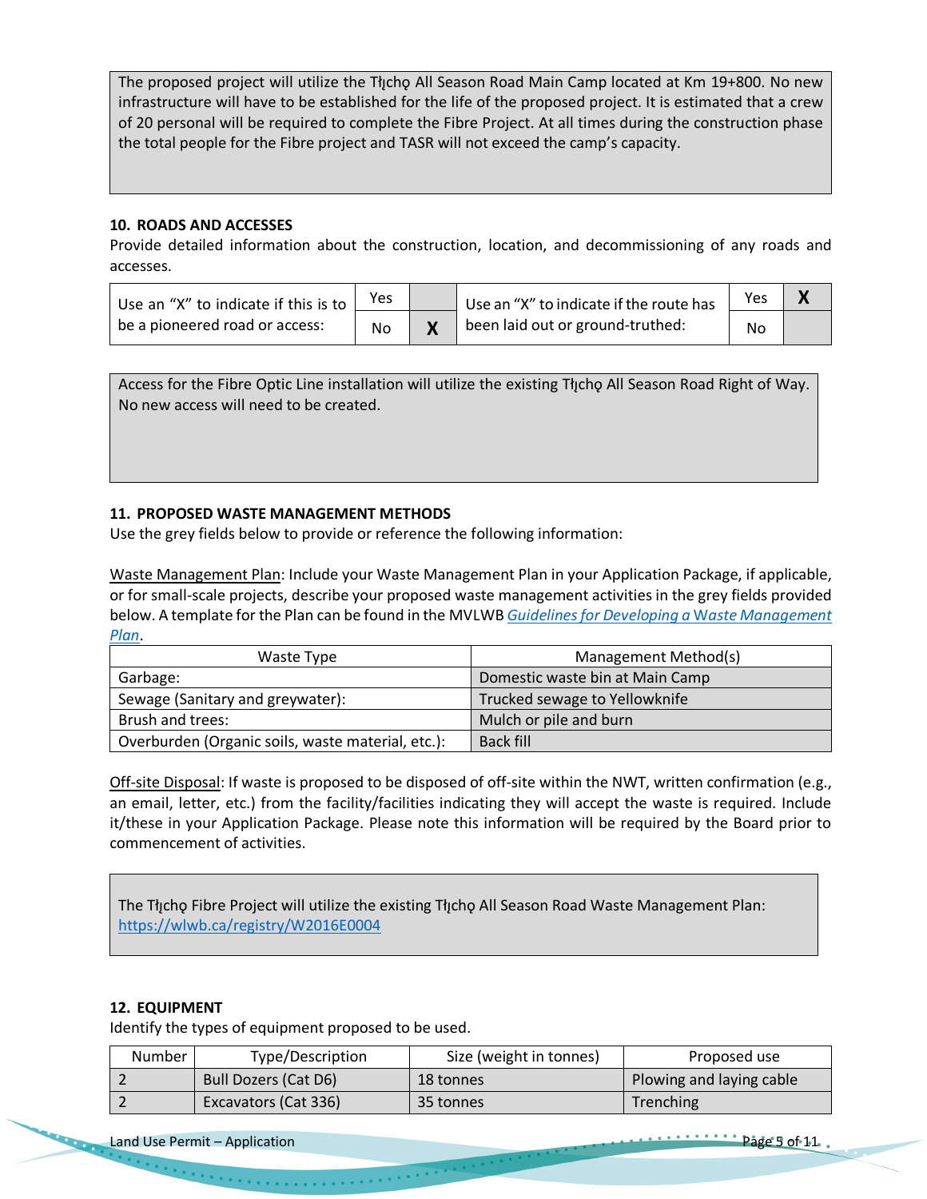The proposed project will utilize the Tłı̨chǫ All Season Road Main Camp located at Km 19+800. No new infrastructure will have to be established for the life of the proposed project. It is estimated that a crew of 20 personal will be required to complete the Fibre Project. At all times during the construction phase the total people for the Fibre project and TASR will not exceed the camp's capacity.

### 10. ROADS AND ACCESSES

Provide detailed information about the construction, location, and decommissioning of any roads and accesses.

| Use an "X" to indicate if this is to be a pioneered road or access: | Yes | | Use an "X" to indicate if the route has been laid out or ground-truthed: | Yes | X |
|---|---|---|---|---|---|
| | No | X | | No | |

Access for the Fibre Optic Line installation will utilize the existing Tłı̨chǫ All Season Road Right of Way. No new access will need to be created.

### 11. PROPOSED WASTE MANAGEMENT METHODS

Use the grey fields below to provide or reference the following information:

Waste Management Plan: Include your Waste Management Plan in your Application Package, if applicable, or for small-scale projects, describe your proposed waste management activities in the grey fields provided below. A template for the Plan can be found in the MVLWB *Guidelines for Developing a Waste Management Plan*.

| Waste Type | Management Method(s) |
|---|---|
| Garbage: | Domestic waste bin at Main Camp |
| Sewage (Sanitary and greywater): | Trucked sewage to Yellowknife |
| Brush and trees: | Mulch or pile and burn |
| Overburden (Organic soils, waste material, etc.): | Back fill |

Off-site Disposal: If waste is proposed to be disposed of off-site within the NWT, written confirmation (e.g., an email, letter, etc.) from the facility/facilities indicating they will accept the waste is required. Include it/these in your Application Package. Please note this information will be required by the Board prior to commencement of activities.

The Tłı̨chǫ Fibre Project will utilize the existing Tłı̨chǫ All Season Road Waste Management Plan: https://wlwb.ca/registry/W2016E0004

### 12. EQUIPMENT

Identify the types of equipment proposed to be used.

| Number | Type/Description | Size (weight in tonnes) | Proposed use |
|---|---|---|---|
| 2 | Bull Dozers (Cat D6) | 18 tonnes | Plowing and laying cable |
| 2 | Excavators (Cat 336) | 35 tonnes | Trenching |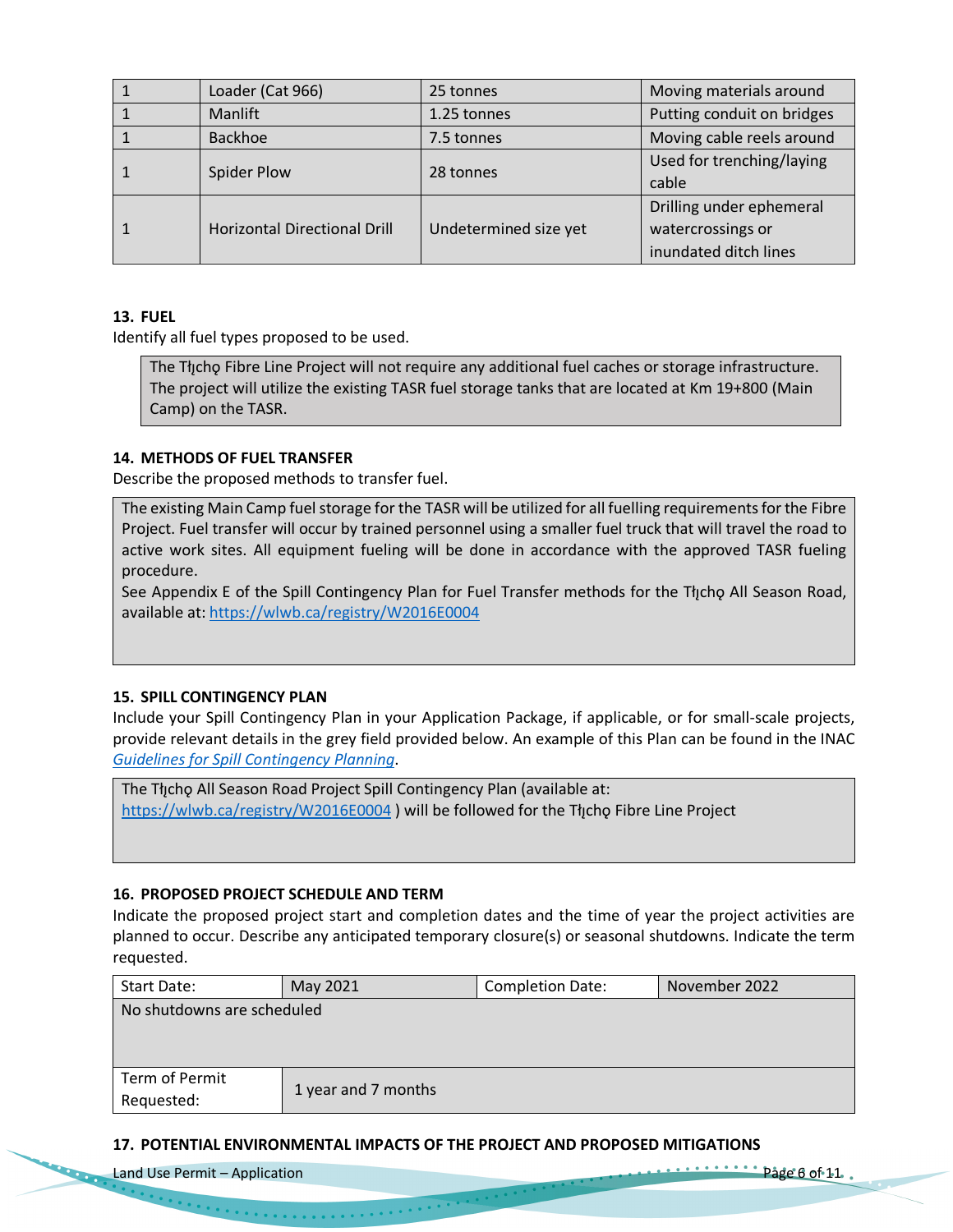| 1 | Loader (Cat 966) | 25 tonnes | Moving materials around |
|---|---|---|---|
| 1 | Manlift | 1.25 tonnes | Putting conduit on bridges |
| 1 | Backhoe | 7.5 tonnes | Moving cable reels around |
| 1 | Spider Plow | 28 tonnes | Used for trenching/laying cable |
| 1 | Horizontal Directional Drill | Undetermined size yet | Drilling under ephemeral watercrossings or inundated ditch lines |

**13. FUEL**

Identify all fuel types proposed to be used.

The Tłı̨chǫ Fibre Line Project will not require any additional fuel caches or storage infrastructure. The project will utilize the existing TASR fuel storage tanks that are located at Km 19+800 (Main Camp) on the TASR.

**14. METHODS OF FUEL TRANSFER**

Describe the proposed methods to transfer fuel.

The existing Main Camp fuel storage for the TASR will be utilized for all fuelling requirements for the Fibre Project. Fuel transfer will occur by trained personnel using a smaller fuel truck that will travel the road to active work sites. All equipment fueling will be done in accordance with the approved TASR fueling procedure.
See Appendix E of the Spill Contingency Plan for Fuel Transfer methods for the Tłı̨chǫ All Season Road, available at: https://wlwb.ca/registry/W2016E0004

**15. SPILL CONTINGENCY PLAN**

Include your Spill Contingency Plan in your Application Package, if applicable, or for small-scale projects, provide relevant details in the grey field provided below. An example of this Plan can be found in the INAC *Guidelines for Spill Contingency Planning*.

The Tłı̨chǫ All Season Road Project Spill Contingency Plan (available at: https://wlwb.ca/registry/W2016E0004 ) will be followed for the Tłı̨chǫ Fibre Line Project

**16. PROPOSED PROJECT SCHEDULE AND TERM**

Indicate the proposed project start and completion dates and the time of year the project activities are planned to occur. Describe any anticipated temporary closure(s) or seasonal shutdowns. Indicate the term requested.

| Start Date: | May 2021 | Completion Date: | November 2022 |
|---|---|---|---|
| No shutdowns are scheduled | | | |
| Term of Permit Requested: | 1 year and 7 months | | |

**17. POTENTIAL ENVIRONMENTAL IMPACTS OF THE PROJECT AND PROPOSED MITIGATIONS**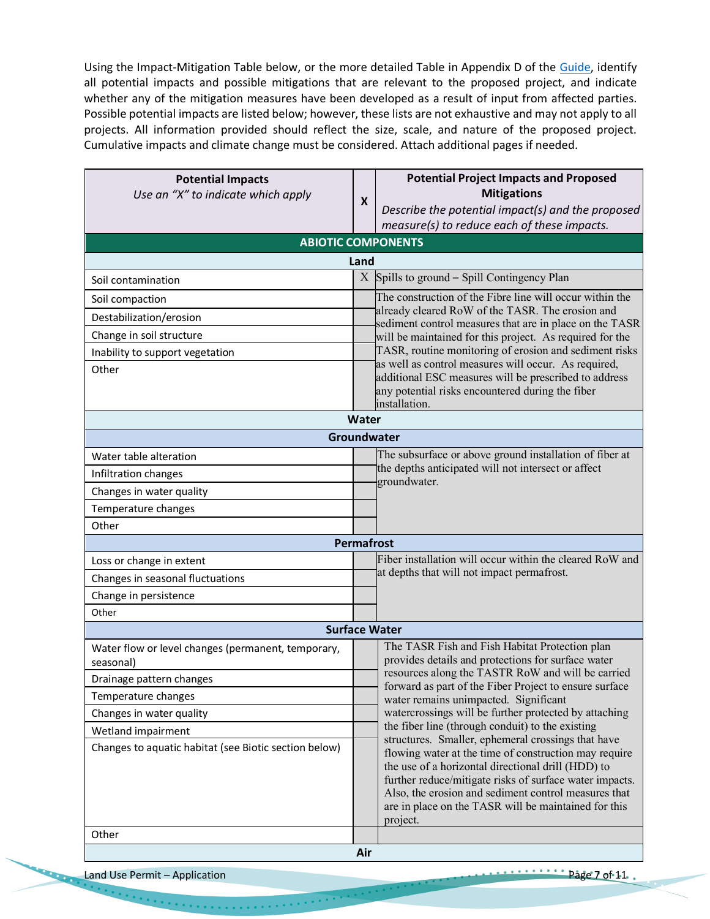Using the Impact-Mitigation Table below, or the more detailed Table in Appendix D of the Guide, identify all potential impacts and possible mitigations that are relevant to the proposed project, and indicate whether any of the mitigation measures have been developed as a result of input from affected parties. Possible potential impacts are listed below; however, these lists are not exhaustive and may not apply to all projects. All information provided should reflect the size, scale, and nature of the proposed project. Cumulative impacts and climate change must be considered. Attach additional pages if needed.

| **Potential Impacts** *Use an "X" to indicate which apply* | **X** | **Potential Project Impacts and Proposed Mitigations** *Describe the potential impact(s) and the proposed measure(s) to reduce each of these impacts.* |
|---|---|---|
| **ABIOTIC COMPONENTS** | | |
| **Land** | | |
| Soil contamination | X | Spills to ground – Spill Contingency Plan |
| Soil compaction | | The construction of the Fibre line will occur within the already cleared RoW of the TASR. The erosion and sediment control measures that are in place on the TASR will be maintained for this project. As required for the TASR, routine monitoring of erosion and sediment risks as well as control measures will occur. As required, additional ESC measures will be prescribed to address any potential risks encountered during the fiber installation. |
| Destabilization/erosion | | |
| Change in soil structure | | |
| Inability to support vegetation | | |
| Other | | |
| **Water** | | |
| **Groundwater** | | |
| Water table alteration | | The subsurface or above ground installation of fiber at the depths anticipated will not intersect or affect groundwater. |
| Infiltration changes | | |
| Changes in water quality | | |
| Temperature changes | | |
| Other | | |
| **Permafrost** | | |
| Loss or change in extent | | Fiber installation will occur within the cleared RoW and at depths that will not impact permafrost. |
| Changes in seasonal fluctuations | | |
| Change in persistence | | |
| Other | | |
| **Surface Water** | | |
| Water flow or level changes (permanent, temporary, seasonal) | | The TASR Fish and Fish Habitat Protection plan provides details and protections for surface water resources along the TASTR RoW and will be carried forward as part of the Fiber Project to ensure surface water remains unimpacted. Significant watercrossings will be further protected by attaching the fiber line (through conduit) to the existing structures. Smaller, ephemeral crossings that have flowing water at the time of construction may require the use of a horizontal directional drill (HDD) to further reduce/mitigate risks of surface water impacts. Also, the erosion and sediment control measures that are in place on the TASR will be maintained for this project. |
| Drainage pattern changes | | |
| Temperature changes | | |
| Changes in water quality | | |
| Wetland impairment | | |
| Changes to aquatic habitat (see Biotic section below) | | |
| Other | | |
| **Air** | | |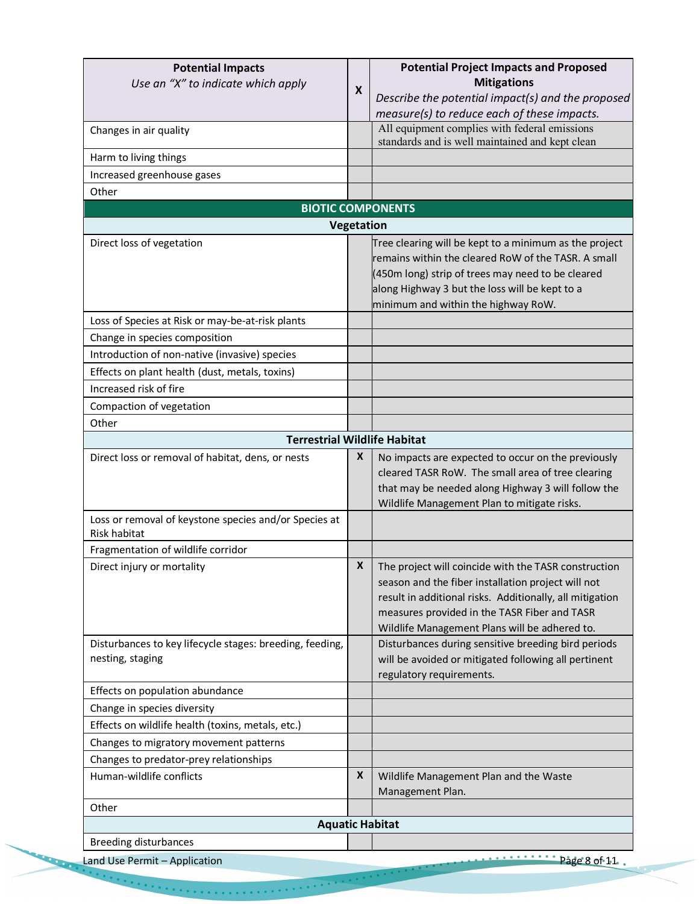| Potential Impacts<br>*Use an "X" to indicate which apply* | X | Potential Project Impacts and Proposed Mitigations<br>*Describe the potential impact(s) and the proposed measure(s) to reduce each of these impacts.* |
|---|---|---|
| Changes in air quality | | All equipment complies with federal emissions standards and is well maintained and kept clean |
| Harm to living things | | |
| Increased greenhouse gases | | |
| Other | | |
| **BIOTIC COMPONENTS** | | |
| **Vegetation** | | |
| Direct loss of vegetation | | Tree clearing will be kept to a minimum as the project remains within the cleared RoW of the TASR. A small (450m long) strip of trees may need to be cleared along Highway 3 but the loss will be kept to a minimum and within the highway RoW. |
| Loss of Species at Risk or may-be-at-risk plants | | |
| Change in species composition | | |
| Introduction of non-native (invasive) species | | |
| Effects on plant health (dust, metals, toxins) | | |
| Increased risk of fire | | |
| Compaction of vegetation | | |
| Other | | |
| **Terrestrial Wildlife Habitat** | | |
| Direct loss or removal of habitat, dens, or nests | X | No impacts are expected to occur on the previously cleared TASR RoW. The small area of tree clearing that may be needed along Highway 3 will follow the Wildlife Management Plan to mitigate risks. |
| Loss or removal of keystone species and/or Species at Risk habitat | | |
| Fragmentation of wildlife corridor | | |
| Direct injury or mortality | X | The project will coincide with the TASR construction season and the fiber installation project will not result in additional risks. Additionally, all mitigation measures provided in the TASR Fiber and TASR Wildlife Management Plans will be adhered to. |
| Disturbances to key lifecycle stages: breeding, feeding, nesting, staging | | Disturbances during sensitive breeding bird periods will be avoided or mitigated following all pertinent regulatory requirements. |
| Effects on population abundance | | |
| Change in species diversity | | |
| Effects on wildlife health (toxins, metals, etc.) | | |
| Changes to migratory movement patterns | | |
| Changes to predator-prey relationships | | |
| Human-wildlife conflicts | X | Wildlife Management Plan and the Waste Management Plan. |
| Other | | |
| **Aquatic Habitat** | | |
| Breeding disturbances | | |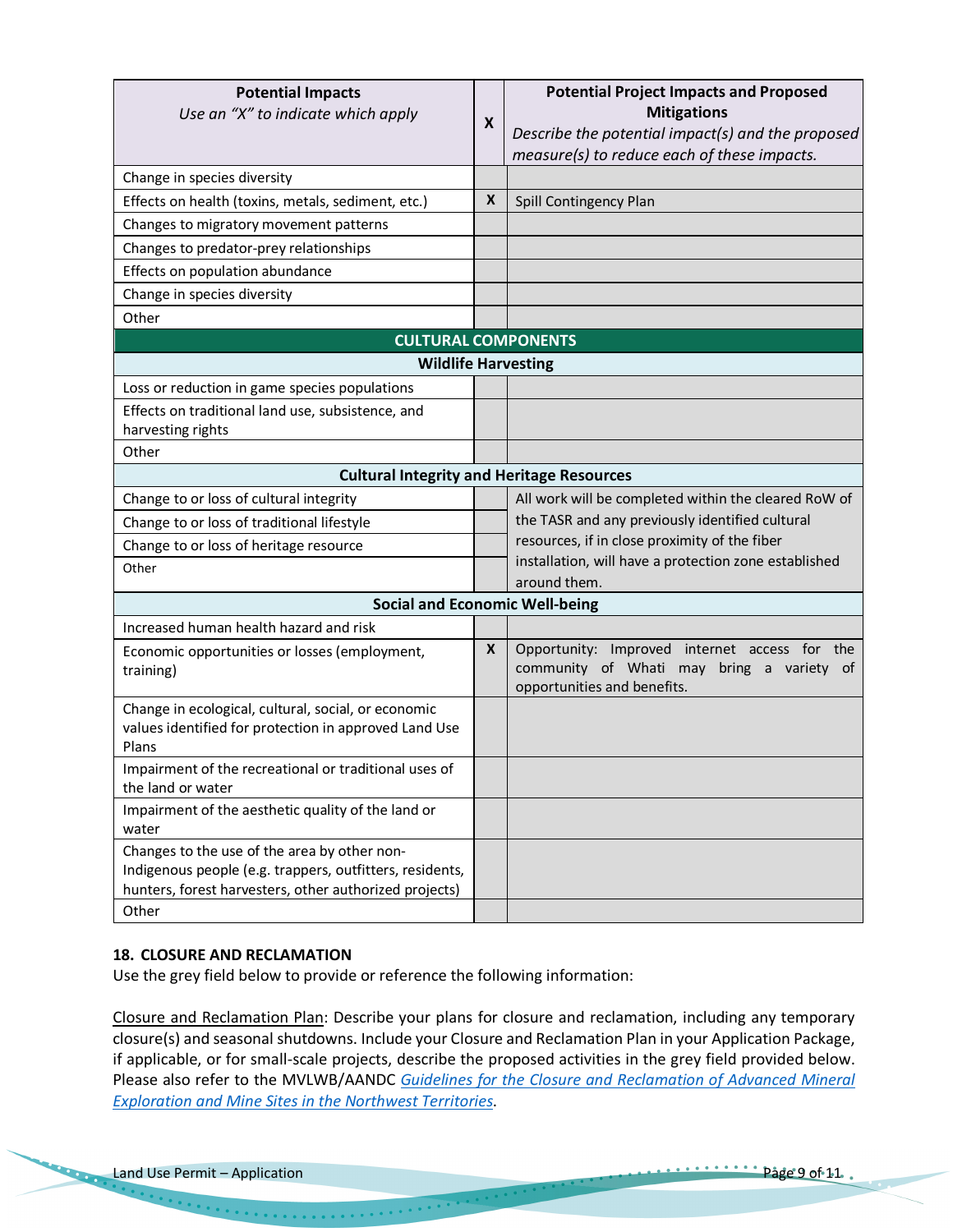| Potential Impacts<br>*Use an "X" to indicate which apply* | X | Potential Project Impacts and Proposed Mitigations<br>*Describe the potential impact(s) and the proposed measure(s) to reduce each of these impacts.* |
|---|---|---|
| Change in species diversity | | |
| Effects on health (toxins, metals, sediment, etc.) | X | Spill Contingency Plan |
| Changes to migratory movement patterns | | |
| Changes to predator-prey relationships | | |
| Effects on population abundance | | |
| Change in species diversity | | |
| Other | | |
| **CULTURAL COMPONENTS** | | |
| **Wildlife Harvesting** | | |
| Loss or reduction in game species populations | | |
| Effects on traditional land use, subsistence, and harvesting rights | | |
| Other | | |
| **Cultural Integrity and Heritage Resources** | | |
| Change to or loss of cultural integrity | | All work will be completed within the cleared RoW of the TASR and any previously identified cultural resources, if in close proximity of the fiber installation, will have a protection zone established around them. |
| Change to or loss of traditional lifestyle | | |
| Change to or loss of heritage resource | | |
| Other | | |
| **Social and Economic Well-being** | | |
| Increased human health hazard and risk | | |
| Economic opportunities or losses (employment, training) | X | Opportunity: Improved internet access for the community of Whati may bring a variety of opportunities and benefits. |
| Change in ecological, cultural, social, or economic values identified for protection in approved Land Use Plans | | |
| Impairment of the recreational or traditional uses of the land or water | | |
| Impairment of the aesthetic quality of the land or water | | |
| Changes to the use of the area by other non-Indigenous people (e.g. trappers, outfitters, residents, hunters, forest harvesters, other authorized projects) | | |
| Other | | |

## 18. CLOSURE AND RECLAMATION

Use the grey field below to provide or reference the following information:

Closure and Reclamation Plan: Describe your plans for closure and reclamation, including any temporary closure(s) and seasonal shutdowns. Include your Closure and Reclamation Plan in your Application Package, if applicable, or for small-scale projects, describe the proposed activities in the grey field provided below. Please also refer to the MVLWB/AANDC *Guidelines for the Closure and Reclamation of Advanced Mineral Exploration and Mine Sites in the Northwest Territories*.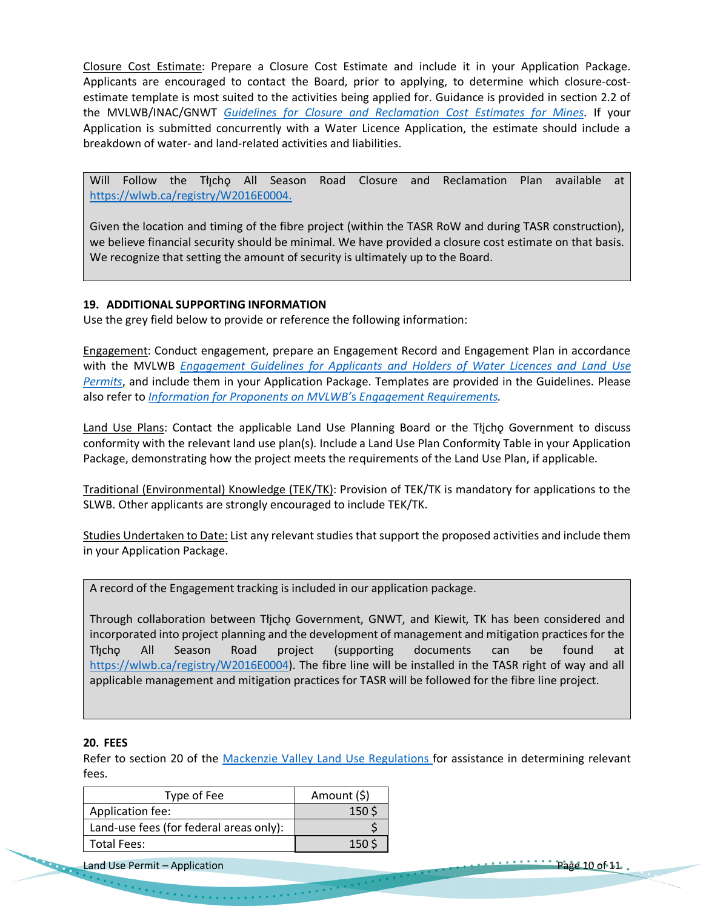Closure Cost Estimate: Prepare a Closure Cost Estimate and include it in your Application Package. Applicants are encouraged to contact the Board, prior to applying, to determine which closure-cost-estimate template is most suited to the activities being applied for. Guidance is provided in section 2.2 of the MVLWB/INAC/GNWT *Guidelines for Closure and Reclamation Cost Estimates for Mines*. If your Application is submitted concurrently with a Water Licence Application, the estimate should include a breakdown of water- and land-related activities and liabilities.

> Will Follow the Tłı̨chǫ All Season Road Closure and Reclamation Plan available at https://wlwb.ca/registry/W2016E0004.
>
> Given the location and timing of the fibre project (within the TASR RoW and during TASR construction), we believe financial security should be minimal. We have provided a closure cost estimate on that basis. We recognize that setting the amount of security is ultimately up to the Board.

## 19. ADDITIONAL SUPPORTING INFORMATION

Use the grey field below to provide or reference the following information:

Engagement: Conduct engagement, prepare an Engagement Record and Engagement Plan in accordance with the MVLWB *Engagement Guidelines for Applicants and Holders of Water Licences and Land Use Permits*, and include them in your Application Package. Templates are provided in the Guidelines. Please also refer to *Information for Proponents on MVLWB's Engagement Requirements*.

Land Use Plans: Contact the applicable Land Use Planning Board or the Tłı̨chǫ Government to discuss conformity with the relevant land use plan(s). Include a Land Use Plan Conformity Table in your Application Package, demonstrating how the project meets the requirements of the Land Use Plan, if applicable.

Traditional (Environmental) Knowledge (TEK/TK): Provision of TEK/TK is mandatory for applications to the SLWB. Other applicants are strongly encouraged to include TEK/TK.

Studies Undertaken to Date: List any relevant studies that support the proposed activities and include them in your Application Package.

> A record of the Engagement tracking is included in our application package.
>
> Through collaboration between Tłı̨chǫ Government, GNWT, and Kiewit, TK has been considered and incorporated into project planning and the development of management and mitigation practices for the Tłı̨chǫ All Season Road project (supporting documents can be found at https://wlwb.ca/registry/W2016E0004). The fibre line will be installed in the TASR right of way and all applicable management and mitigation practices for TASR will be followed for the fibre line project.

## 20. FEES

Refer to section 20 of the Mackenzie Valley Land Use Regulations for assistance in determining relevant fees.

| Type of Fee | Amount ($) |
|---|---|
| Application fee: | 150 $ |
| Land-use fees (for federal areas only): | $ |
| Total Fees: | 150 $ |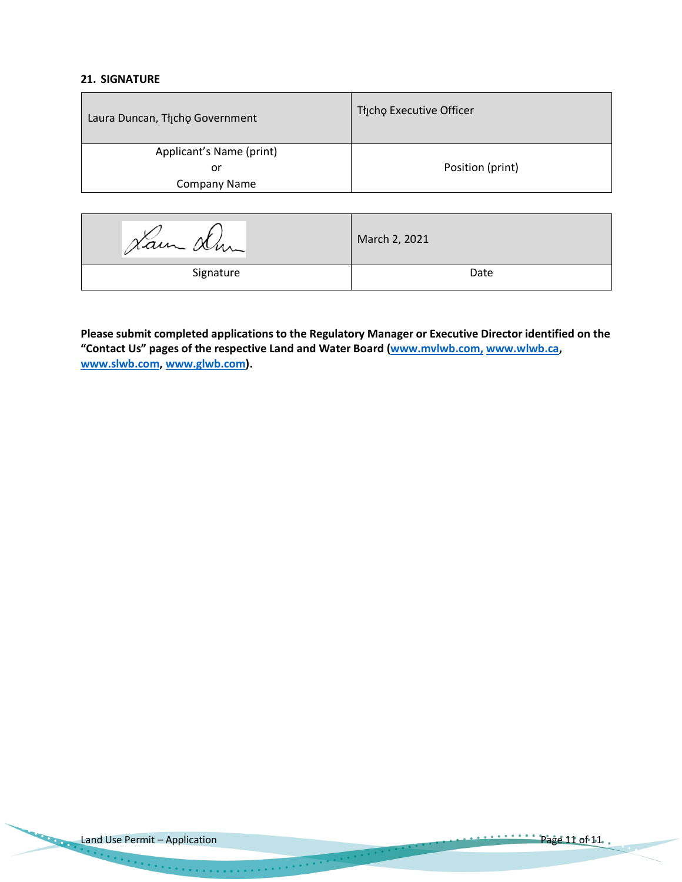**21. SIGNATURE**

| | |
|---|---|
| Laura Duncan, Tłı̨chǫ Government | Tłı̨chǫ Executive Officer |
| Applicant's Name (print) or Company Name | Position (print) |

| | |
|---|---|
| | March 2, 2021 |
| Signature | Date |

**Please submit completed applications to the Regulatory Manager or Executive Director identified on the "Contact Us" pages of the respective Land and Water Board (www.mvlwb.com, www.wlwb.ca, www.slwb.com, www.glwb.com).**